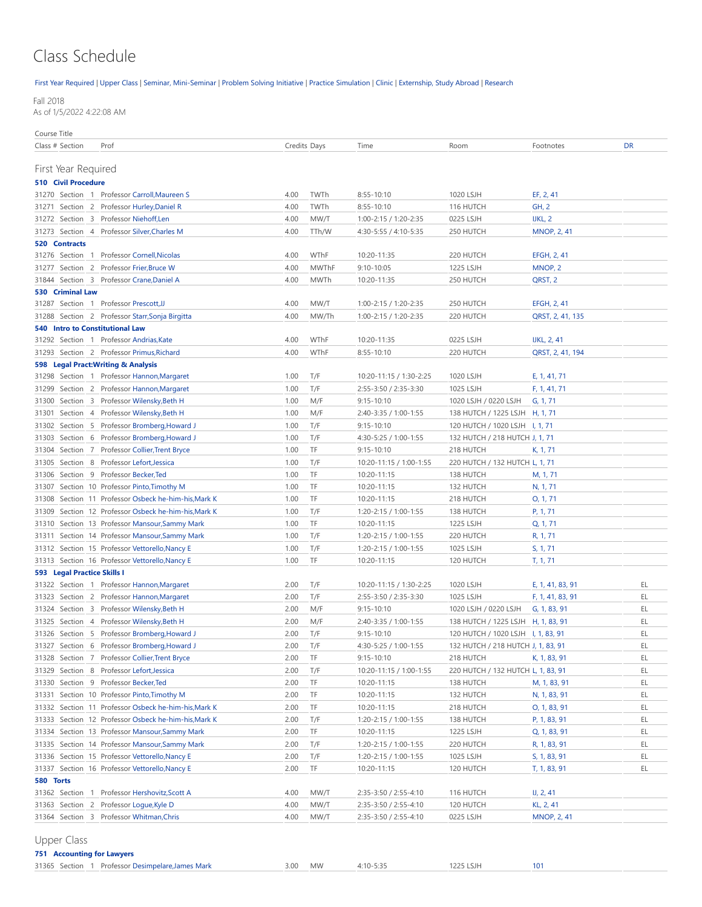# Class Schedule

First Year Required | Upper Class | Seminar, Mini-Seminar | Problem Solving Initiative | Practice Simulation | Clinic | Externship, Study Abroad | Research

Fall 2018
As of 1/5/2022 4:22:08 AM

| Class # | Section | Prof | Credits | Days | Time | Room | Footnotes | DR |
|---|---|---|---|---|---|---|---|---|
| **First Year Required** | | | | | | | | |
| **510 Civil Procedure** | | | | | | | | |
| 31270 | Section 1 | Professor Carroll,Maureen S | 4.00 | TWTh | 8:55-10:10 | 1020 LSJH | EF, 2, 41 | |
| 31271 | Section 2 | Professor Hurley,Daniel R | 4.00 | TWTh | 8:55-10:10 | 116 HUTCH | GH, 2 | |
| 31272 | Section 3 | Professor Niehoff,Len | 4.00 | MW/T | 1:00-2:15 / 1:20-2:35 | 0225 LSJH | IJKL, 2 | |
| 31273 | Section 4 | Professor Silver,Charles M | 4.00 | TTh/W | 4:30-5:55 / 4:10-5:35 | 250 HUTCH | MNOP, 2, 41 | |
| **520 Contracts** | | | | | | | | |
| 31276 | Section 1 | Professor Cornell,Nicolas | 4.00 | WThF | 10:20-11:35 | 220 HUTCH | EFGH, 2, 41 | |
| 31277 | Section 2 | Professor Frier,Bruce W | 4.00 | MWThF | 9:10-10:05 | 1225 LSJH | MNOP, 2 | |
| 31844 | Section 3 | Professor Crane,Daniel A | 4.00 | MWTh | 10:20-11:35 | 250 HUTCH | QRST, 2 | |
| **530 Criminal Law** | | | | | | | | |
| 31287 | Section 1 | Professor Prescott,JJ | 4.00 | MW/T | 1:00-2:15 / 1:20-2:35 | 250 HUTCH | EFGH, 2, 41 | |
| 31288 | Section 2 | Professor Starr,Sonja Birgitta | 4.00 | MW/Th | 1:00-2:15 / 1:20-2:35 | 220 HUTCH | QRST, 2, 41, 135 | |
| **540 Intro to Constitutional Law** | | | | | | | | |
| 31292 | Section 1 | Professor Andrias,Kate | 4.00 | WThF | 10:20-11:35 | 0225 LSJH | IJKL, 2, 41 | |
| 31293 | Section 2 | Professor Primus,Richard | 4.00 | WThF | 8:55-10:10 | 220 HUTCH | QRST, 2, 41, 194 | |
| **598 Legal Pract:Writing & Analysis** | | | | | | | | |
| 31298 | Section 1 | Professor Hannon,Margaret | 1.00 | T/F | 10:20-11:15 / 1:30-2:25 | 1020 LSJH | E, 1, 41, 71 | |
| 31299 | Section 2 | Professor Hannon,Margaret | 1.00 | T/F | 2:55-3:50 / 2:35-3:30 | 1025 LSJH | F, 1, 41, 71 | |
| 31300 | Section 3 | Professor Wilensky,Beth H | 1.00 | M/F | 9:15-10:10 | 1020 LSJH / 0220 LSJH | G, 1, 71 | |
| 31301 | Section 4 | Professor Wilensky,Beth H | 1.00 | M/F | 2:40-3:35 / 1:00-1:55 | 138 HUTCH / 1225 LSJH | H, 1, 71 | |
| 31302 | Section 5 | Professor Bromberg,Howard J | 1.00 | T/F | 9:15-10:10 | 120 HUTCH / 1020 LSJH | I, 1, 71 | |
| 31303 | Section 6 | Professor Bromberg,Howard J | 1.00 | T/F | 4:30-5:25 / 1:00-1:55 | 132 HUTCH / 218 HUTCH | J, 1, 71 | |
| 31304 | Section 7 | Professor Collier,Trent Bryce | 1.00 | TF | 9:15-10:10 | 218 HUTCH | K, 1, 71 | |
| 31305 | Section 8 | Professor Lefort,Jessica | 1.00 | T/F | 10:20-11:15 / 1:00-1:55 | 220 HUTCH / 132 HUTCH | L, 1, 71 | |
| 31306 | Section 9 | Professor Becker,Ted | 1.00 | TF | 10:20-11:15 | 138 HUTCH | M, 1, 71 | |
| 31307 | Section 10 | Professor Pinto,Timothy M | 1.00 | TF | 10:20-11:15 | 132 HUTCH | N, 1, 71 | |
| 31308 | Section 11 | Professor Osbeck he-him-his,Mark K | 1.00 | TF | 10:20-11:15 | 218 HUTCH | O, 1, 71 | |
| 31309 | Section 12 | Professor Osbeck he-him-his,Mark K | 1.00 | T/F | 1:20-2:15 / 1:00-1:55 | 138 HUTCH | P, 1, 71 | |
| 31310 | Section 13 | Professor Mansour,Sammy Mark | 1.00 | TF | 10:20-11:15 | 1225 LSJH | Q, 1, 71 | |
| 31311 | Section 14 | Professor Mansour,Sammy Mark | 1.00 | T/F | 1:20-2:15 / 1:00-1:55 | 220 HUTCH | R, 1, 71 | |
| 31312 | Section 15 | Professor Vettorello,Nancy E | 1.00 | T/F | 1:20-2:15 / 1:00-1:55 | 1025 LSJH | S, 1, 71 | |
| 31313 | Section 16 | Professor Vettorello,Nancy E | 1.00 | TF | 10:20-11:15 | 120 HUTCH | T, 1, 71 | |
| **593 Legal Practice Skills I** | | | | | | | | |
| 31322 | Section 1 | Professor Hannon,Margaret | 2.00 | T/F | 10:20-11:15 / 1:30-2:25 | 1020 LSJH | E, 1, 41, 83, 91 | EL |
| 31323 | Section 2 | Professor Hannon,Margaret | 2.00 | T/F | 2:55-3:50 / 2:35-3:30 | 1025 LSJH | F, 1, 41, 83, 91 | EL |
| 31324 | Section 3 | Professor Wilensky,Beth H | 2.00 | M/F | 9:15-10:10 | 1020 LSJH / 0220 LSJH | G, 1, 83, 91 | EL |
| 31325 | Section 4 | Professor Wilensky,Beth H | 2.00 | M/F | 2:40-3:35 / 1:00-1:55 | 138 HUTCH / 1225 LSJH | H, 1, 83, 91 | EL |
| 31326 | Section 5 | Professor Bromberg,Howard J | 2.00 | T/F | 9:15-10:10 | 120 HUTCH / 1020 LSJH | I, 1, 83, 91 | EL |
| 31327 | Section 6 | Professor Bromberg,Howard J | 2.00 | T/F | 4:30-5:25 / 1:00-1:55 | 132 HUTCH / 218 HUTCH | J, 1, 83, 91 | EL |
| 31328 | Section 7 | Professor Collier,Trent Bryce | 2.00 | TF | 9:15-10:10 | 218 HUTCH | K, 1, 83, 91 | EL |
| 31329 | Section 8 | Professor Lefort,Jessica | 2.00 | T/F | 10:20-11:15 / 1:00-1:55 | 220 HUTCH / 132 HUTCH | L, 1, 83, 91 | EL |
| 31330 | Section 9 | Professor Becker,Ted | 2.00 | TF | 10:20-11:15 | 138 HUTCH | M, 1, 83, 91 | EL |
| 31331 | Section 10 | Professor Pinto,Timothy M | 2.00 | TF | 10:20-11:15 | 132 HUTCH | N, 1, 83, 91 | EL |
| 31332 | Section 11 | Professor Osbeck he-him-his,Mark K | 2.00 | TF | 10:20-11:15 | 218 HUTCH | O, 1, 83, 91 | EL |
| 31333 | Section 12 | Professor Osbeck he-him-his,Mark K | 2.00 | T/F | 1:20-2:15 / 1:00-1:55 | 138 HUTCH | P, 1, 83, 91 | EL |
| 31334 | Section 13 | Professor Mansour,Sammy Mark | 2.00 | TF | 10:20-11:15 | 1225 LSJH | Q, 1, 83, 91 | EL |
| 31335 | Section 14 | Professor Mansour,Sammy Mark | 2.00 | T/F | 1:20-2:15 / 1:00-1:55 | 220 HUTCH | R, 1, 83, 91 | EL |
| 31336 | Section 15 | Professor Vettorello,Nancy E | 2.00 | T/F | 1:20-2:15 / 1:00-1:55 | 1025 LSJH | S, 1, 83, 91 | EL |
| 31337 | Section 16 | Professor Vettorello,Nancy E | 2.00 | TF | 10:20-11:15 | 120 HUTCH | T, 1, 83, 91 | EL |
| **580 Torts** | | | | | | | | |
| 31362 | Section 1 | Professor Hershovitz,Scott A | 4.00 | MW/T | 2:35-3:50 / 2:55-4:10 | 116 HUTCH | IJ, 2, 41 | |
| 31363 | Section 2 | Professor Logue,Kyle D | 4.00 | MW/T | 2:35-3:50 / 2:55-4:10 | 120 HUTCH | KL, 2, 41 | |
| 31364 | Section 3 | Professor Whitman,Chris | 4.00 | MW/T | 2:35-3:50 / 2:55-4:10 | 0225 LSJH | MNOP, 2, 41 | |
| **Upper Class** | | | | | | | | |
| **751 Accounting for Lawyers** | | | | | | | | |
| 31365 | Section 1 | Professor Desimpelare,James Mark | 3.00 | MW | 4:10-5:35 | 1225 LSJH | 101 | |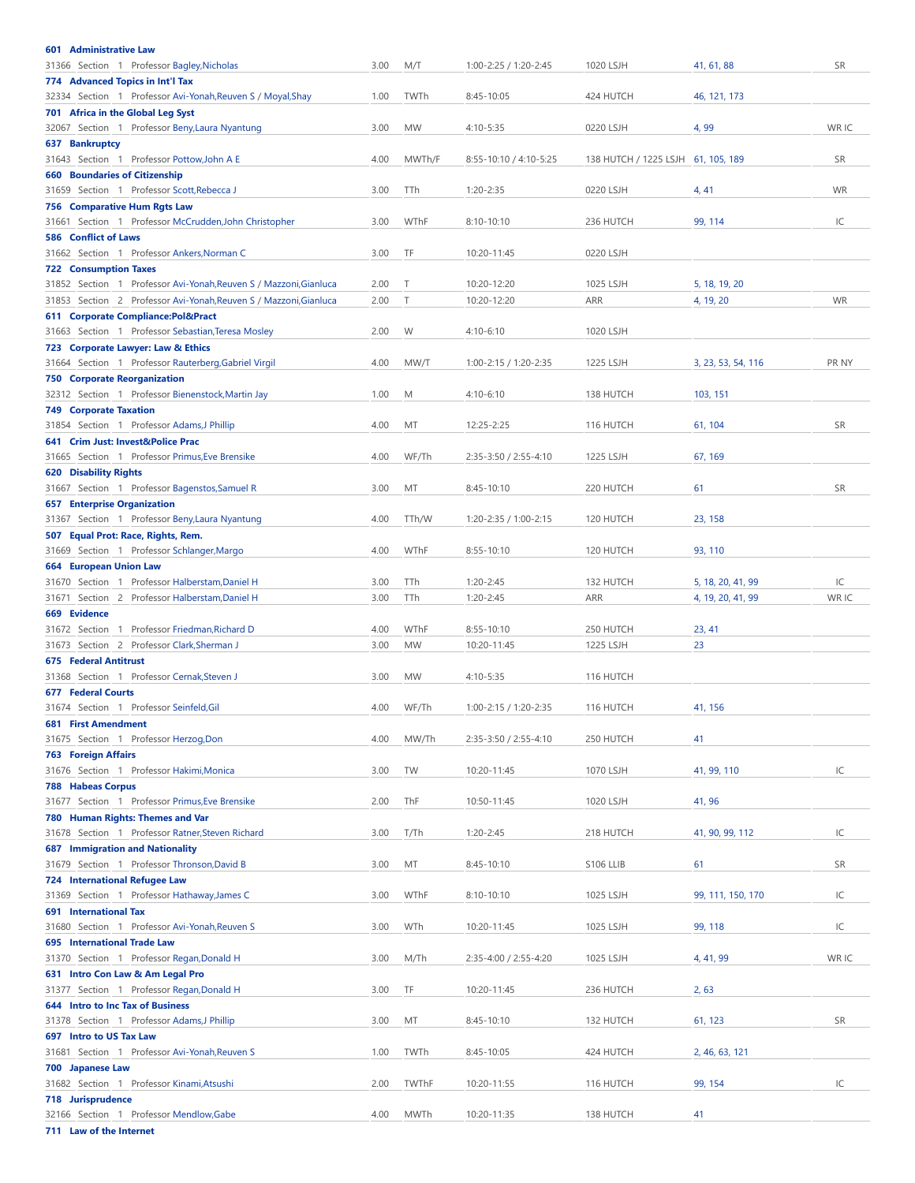| Course / Section / Professor | Credits | Days | Time | Room | Notes | Attributes |
|---|---|---|---|---|---|---|
| **601 Administrative Law** | | | | | | |
| 31366 Section 1 Professor Bagley,Nicholas | 3.00 | M/T | 1:00-2:25 / 1:20-2:45 | 1020 LSJH | 41, 61, 88 | SR |
| **774 Advanced Topics in Int'l Tax** | | | | | | |
| 32334 Section 1 Professor Avi-Yonah,Reuven S / Moyal,Shay | 1.00 | TWTh | 8:45-10:05 | 424 HUTCH | 46, 121, 173 | |
| **701 Africa in the Global Leg Syst** | | | | | | |
| 32067 Section 1 Professor Beny,Laura Nyantung | 3.00 | MW | 4:10-5:35 | 0220 LSJH | 4, 99 | WR IC |
| **637 Bankruptcy** | | | | | | |
| 31643 Section 1 Professor Pottow,John A E | 4.00 | MWTh/F | 8:55-10:10 / 4:10-5:25 | 138 HUTCH / 1225 LSJH | 61, 105, 189 | SR |
| **660 Boundaries of Citizenship** | | | | | | |
| 31659 Section 1 Professor Scott,Rebecca J | 3.00 | TTh | 1:20-2:35 | 0220 LSJH | 4, 41 | WR |
| **756 Comparative Hum Rgts Law** | | | | | | |
| 31661 Section 1 Professor McCrudden,John Christopher | 3.00 | WThF | 8:10-10:10 | 236 HUTCH | 99, 114 | IC |
| **586 Conflict of Laws** | | | | | | |
| 31662 Section 1 Professor Ankers,Norman C | 3.00 | TF | 10:20-11:45 | 0220 LSJH | | |
| **722 Consumption Taxes** | | | | | | |
| 31852 Section 1 Professor Avi-Yonah,Reuven S / Mazzoni,Gianluca | 2.00 | T | 10:20-12:20 | 1025 LSJH | 5, 18, 19, 20 | |
| 31853 Section 2 Professor Avi-Yonah,Reuven S / Mazzoni,Gianluca | 2.00 | T | 10:20-12:20 | ARR | 4, 19, 20 | WR |
| **611 Corporate Compliance:Pol&Pract** | | | | | | |
| 31663 Section 1 Professor Sebastian,Teresa Mosley | 2.00 | W | 4:10-6:10 | 1020 LSJH | | |
| **723 Corporate Lawyer: Law & Ethics** | | | | | | |
| 31664 Section 1 Professor Rauterberg,Gabriel Virgil | 4.00 | MW/T | 1:00-2:15 / 1:20-2:35 | 1225 LSJH | 3, 23, 53, 54, 116 | PR NY |
| **750 Corporate Reorganization** | | | | | | |
| 32312 Section 1 Professor Bienenstock,Martin Jay | 1.00 | M | 4:10-6:10 | 138 HUTCH | 103, 151 | |
| **749 Corporate Taxation** | | | | | | |
| 31854 Section 1 Professor Adams,J Phillip | 4.00 | MT | 12:25-2:25 | 116 HUTCH | 61, 104 | SR |
| **641 Crim Just: Invest&Police Prac** | | | | | | |
| 31665 Section 1 Professor Primus,Eve Brensike | 4.00 | WF/Th | 2:35-3:50 / 2:55-4:10 | 1225 LSJH | 67, 169 | |
| **620 Disability Rights** | | | | | | |
| 31667 Section 1 Professor Bagenstos,Samuel R | 3.00 | MT | 8:45-10:10 | 220 HUTCH | 61 | SR |
| **657 Enterprise Organization** | | | | | | |
| 31367 Section 1 Professor Beny,Laura Nyantung | 4.00 | TTh/W | 1:20-2:35 / 1:00-2:15 | 120 HUTCH | 23, 158 | |
| **507 Equal Prot: Race, Rights, Rem.** | | | | | | |
| 31669 Section 1 Professor Schlanger,Margo | 4.00 | WThF | 8:55-10:10 | 120 HUTCH | 93, 110 | |
| **664 European Union Law** | | | | | | |
| 31670 Section 1 Professor Halberstam,Daniel H | 3.00 | TTh | 1:20-2:45 | 132 HUTCH | 5, 18, 20, 41, 99 | IC |
| 31671 Section 2 Professor Halberstam,Daniel H | 3.00 | TTh | 1:20-2:45 | ARR | 4, 19, 20, 41, 99 | WR IC |
| **669 Evidence** | | | | | | |
| 31672 Section 1 Professor Friedman,Richard D | 4.00 | WThF | 8:55-10:10 | 250 HUTCH | 23, 41 | |
| 31673 Section 2 Professor Clark,Sherman J | 3.00 | MW | 10:20-11:45 | 1225 LSJH | 23 | |
| **675 Federal Antitrust** | | | | | | |
| 31368 Section 1 Professor Cernak,Steven J | 3.00 | MW | 4:10-5:35 | 116 HUTCH | | |
| **677 Federal Courts** | | | | | | |
| 31674 Section 1 Professor Seinfeld,Gil | 4.00 | WF/Th | 1:00-2:15 / 1:20-2:35 | 116 HUTCH | 41, 156 | |
| **681 First Amendment** | | | | | | |
| 31675 Section 1 Professor Herzog,Don | 4.00 | MW/Th | 2:35-3:50 / 2:55-4:10 | 250 HUTCH | 41 | |
| **763 Foreign Affairs** | | | | | | |
| 31676 Section 1 Professor Hakimi,Monica | 3.00 | TW | 10:20-11:45 | 1070 LSJH | 41, 99, 110 | IC |
| **788 Habeas Corpus** | | | | | | |
| 31677 Section 1 Professor Primus,Eve Brensike | 2.00 | ThF | 10:50-11:45 | 1020 LSJH | 41, 96 | |
| **780 Human Rights: Themes and Var** | | | | | | |
| 31678 Section 1 Professor Ratner,Steven Richard | 3.00 | T/Th | 1:20-2:45 | 218 HUTCH | 41, 90, 99, 112 | IC |
| **687 Immigration and Nationality** | | | | | | |
| 31679 Section 1 Professor Thronson,David B | 3.00 | MT | 8:45-10:10 | S106 LLIB | 61 | SR |
| **724 International Refugee Law** | | | | | | |
| 31369 Section 1 Professor Hathaway,James C | 3.00 | WThF | 8:10-10:10 | 1025 LSJH | 99, 111, 150, 170 | IC |
| **691 International Tax** | | | | | | |
| 31680 Section 1 Professor Avi-Yonah,Reuven S | 3.00 | WTh | 10:20-11:45 | 1025 LSJH | 99, 118 | IC |
| **695 International Trade Law** | | | | | | |
| 31370 Section 1 Professor Regan,Donald H | 3.00 | M/Th | 2:35-4:00 / 2:55-4:20 | 1025 LSJH | 4, 41, 99 | WR IC |
| **631 Intro Con Law & Am Legal Pro** | | | | | | |
| 31377 Section 1 Professor Regan,Donald H | 3.00 | TF | 10:20-11:45 | 236 HUTCH | 2, 63 | |
| **644 Intro to Inc Tax of Business** | | | | | | |
| 31378 Section 1 Professor Adams,J Phillip | 3.00 | MT | 8:45-10:10 | 132 HUTCH | 61, 123 | SR |
| **697 Intro to US Tax Law** | | | | | | |
| 31681 Section 1 Professor Avi-Yonah,Reuven S | 1.00 | TWTh | 8:45-10:05 | 424 HUTCH | 2, 46, 63, 121 | |
| **700 Japanese Law** | | | | | | |
| 31682 Section 1 Professor Kinami,Atsushi | 2.00 | TWThF | 10:20-11:55 | 116 HUTCH | 99, 154 | IC |
| **718 Jurisprudence** | | | | | | |
| 32166 Section 1 Professor Mendlow,Gabe | 4.00 | MWTh | 10:20-11:35 | 138 HUTCH | 41 | |
| **711 Law of the Internet** | | | | | | |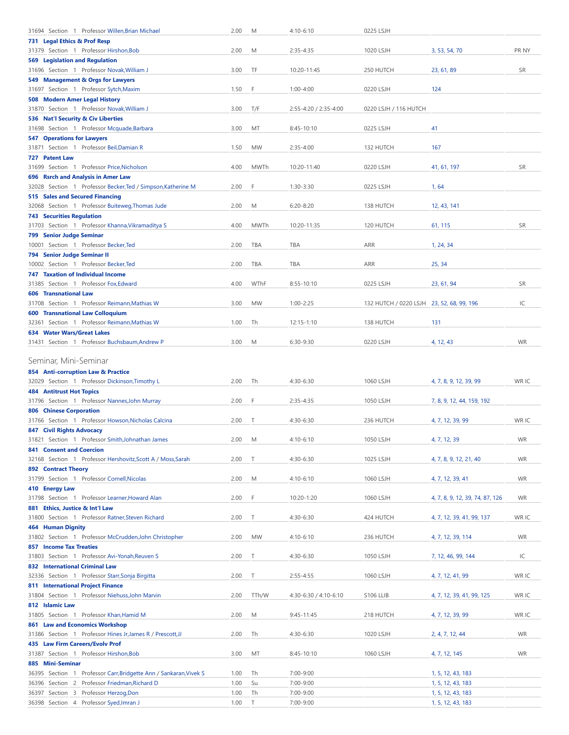| | | | | | | |
|---|---|---|---|---|---|---|
| 31694 Section 1 Professor Willen,Brian Michael | 2.00 | M | 4:10-6:10 | 0225 LSJH | | |
| **731 Legal Ethics & Prof Resp** | | | | | | |
| 31379 Section 1 Professor Hirshon,Bob | 2.00 | M | 2:35-4:35 | 1020 LSJH | 3, 53, 54, 70 | PR NY |
| **569 Legislation and Regulation** | | | | | | |
| 31696 Section 1 Professor Novak,William J | 3.00 | TF | 10:20-11:45 | 250 HUTCH | 23, 61, 89 | SR |
| **549 Management & Orgs for Lawyers** | | | | | | |
| 31697 Section 1 Professor Sytch,Maxim | 1.50 | F | 1:00-4:00 | 0220 LSJH | 124 | |
| **508 Modern Amer Legal History** | | | | | | |
| 31870 Section 1 Professor Novak,William J | 3.00 | T/F | 2:55-4:20 / 2:35-4:00 | 0220 LSJH / 116 HUTCH | | |
| **536 Nat'l Security & Civ Liberties** | | | | | | |
| 31698 Section 1 Professor Mcquade,Barbara | 3.00 | MT | 8:45-10:10 | 0225 LSJH | 41 | |
| **547 Operations for Lawyers** | | | | | | |
| 31871 Section 1 Professor Beil,Damian R | 1.50 | MW | 2:35-4:00 | 132 HUTCH | 167 | |
| **727 Patent Law** | | | | | | |
| 31699 Section 1 Professor Price,Nicholson | 4.00 | MWTh | 10:20-11:40 | 0220 LSJH | 41, 61, 197 | SR |
| **696 Rsrch and Analysis in Amer Law** | | | | | | |
| 32028 Section 1 Professor Becker,Ted / Simpson,Katherine M | 2.00 | F | 1:30-3:30 | 0225 LSJH | 1, 64 | |
| **515 Sales and Secured Financing** | | | | | | |
| 32068 Section 1 Professor Buiteweg,Thomas Jude | 2.00 | M | 6:20-8:20 | 138 HUTCH | 12, 43, 141 | |
| **743 Securities Regulation** | | | | | | |
| 31703 Section 1 Professor Khanna,Vikramaditya S | 4.00 | MWTh | 10:20-11:35 | 120 HUTCH | 61, 115 | SR |
| **799 Senior Judge Seminar** | | | | | | |
| 10001 Section 1 Professor Becker,Ted | 2.00 | TBA | TBA | ARR | 1, 24, 34 | |
| **794 Senior Judge Seminar II** | | | | | | |
| 10002 Section 1 Professor Becker,Ted | 2.00 | TBA | TBA | ARR | 25, 34 | |
| **747 Taxation of Individual Income** | | | | | | |
| 31385 Section 1 Professor Fox,Edward | 4.00 | WThF | 8:55-10:10 | 0225 LSJH | 23, 61, 94 | SR |
| **606 Transnational Law** | | | | | | |
| 31708 Section 1 Professor Reimann,Mathias W | 3.00 | MW | 1:00-2:25 | 132 HUTCH / 0220 LSJH | 23, 52, 68, 99, 196 | IC |
| **600 Transnational Law Colloquium** | | | | | | |
| 32361 Section 1 Professor Reimann,Mathias W | 1.00 | Th | 12:15-1:10 | 138 HUTCH | 131 | |
| **634 Water Wars/Great Lakes** | | | | | | |
| 31431 Section 1 Professor Buchsbaum,Andrew P | 3.00 | M | 6:30-9:30 | 0220 LSJH | 4, 12, 43 | WR |

## Seminar, Mini-Seminar

| | | | | | | |
|---|---|---|---|---|---|---|
| **854 Anti-corruption Law & Practice** | | | | | | |
| 32029 Section 1 Professor Dickinson,Timothy L | 2.00 | Th | 4:30-6:30 | 1060 LSJH | 4, 7, 8, 9, 12, 39, 99 | WR IC |
| **484 Antitrust Hot Topics** | | | | | | |
| 31796 Section 1 Professor Nannes,John Murray | 2.00 | F | 2:35-4:35 | 1050 LSJH | 7, 8, 9, 12, 44, 159, 192 | |
| **806 Chinese Corporation** | | | | | | |
| 31766 Section 1 Professor Howson,Nicholas Calcina | 2.00 | T | 4:30-6:30 | 236 HUTCH | 4, 7, 12, 39, 99 | WR IC |
| **847 Civil Rights Advocacy** | | | | | | |
| 31821 Section 1 Professor Smith,Johnathan James | 2.00 | M | 4:10-6:10 | 1050 LSJH | 4, 7, 12, 39 | WR |
| **841 Consent and Coercion** | | | | | | |
| 32168 Section 1 Professor Hershovitz,Scott A / Moss,Sarah | 2.00 | T | 4:30-6:30 | 1025 LSJH | 4, 7, 8, 9, 12, 21, 40 | WR |
| **892 Contract Theory** | | | | | | |
| 31799 Section 1 Professor Cornell,Nicolas | 2.00 | M | 4:10-6:10 | 1060 LSJH | 4, 7, 12, 39, 41 | WR |
| **410 Energy Law** | | | | | | |
| 31798 Section 1 Professor Learner,Howard Alan | 2.00 | F | 10:20-1:20 | 1060 LSJH | 4, 7, 8, 9, 12, 39, 74, 87, 126 | WR |
| **881 Ethics, Justice & Int'l Law** | | | | | | |
| 31800 Section 1 Professor Ratner,Steven Richard | 2.00 | T | 4:30-6:30 | 424 HUTCH | 4, 7, 12, 39, 41, 99, 137 | WR IC |
| **464 Human Dignity** | | | | | | |
| 31802 Section 1 Professor McCrudden,John Christopher | 2.00 | MW | 4:10-6:10 | 236 HUTCH | 4, 7, 12, 39, 114 | WR |
| **857 Income Tax Treaties** | | | | | | |
| 31803 Section 1 Professor Avi-Yonah,Reuven S | 2.00 | T | 4:30-6:30 | 1050 LSJH | 7, 12, 46, 99, 144 | IC |
| **832 International Criminal Law** | | | | | | |
| 32336 Section 1 Professor Starr,Sonja Birgitta | 2.00 | T | 2:55-4:55 | 1060 LSJH | 4, 7, 12, 41, 99 | WR IC |
| **811 International Project Finance** | | | | | | |
| 31804 Section 1 Professor Niehuss,John Marvin | 2.00 | TTh/W | 4:30-6:30 / 4:10-6:10 | S106 LLIB | 4, 7, 12, 39, 41, 99, 125 | WR IC |
| **812 Islamic Law** | | | | | | |
| 31805 Section 1 Professor Khan,Hamid M | 2.00 | M | 9:45-11:45 | 218 HUTCH | 4, 7, 12, 39, 99 | WR IC |
| **861 Law and Economics Workshop** | | | | | | |
| 31386 Section 1 Professor Hines Jr,James R / Prescott,JJ | 2.00 | Th | 4:30-6:30 | 1020 LSJH | 2, 4, 7, 12, 44 | WR |
| **435 Law Firm Careers/Evolv Prof** | | | | | | |
| 31387 Section 1 Professor Hirshon,Bob | 3.00 | MT | 8:45-10:10 | 1060 LSJH | 4, 7, 12, 145 | WR |
| **885 Mini-Seminar** | | | | | | |
| 36395 Section 1 Professor Carr,Bridgette Ann / Sankaran,Vivek S | 1.00 | Th | 7:00-9:00 | | 1, 5, 12, 43, 183 | |
| 36396 Section 2 Professor Friedman,Richard D | 1.00 | Su | 7:00-9:00 | | 1, 5, 12, 43, 183 | |
| 36397 Section 3 Professor Herzog,Don | 1.00 | Th | 7:00-9:00 | | 1, 5, 12, 43, 183 | |
| 36398 Section 4 Professor Syed,Imran J | 1.00 | T | 7:00-9:00 | | 1, 5, 12, 43, 183 | |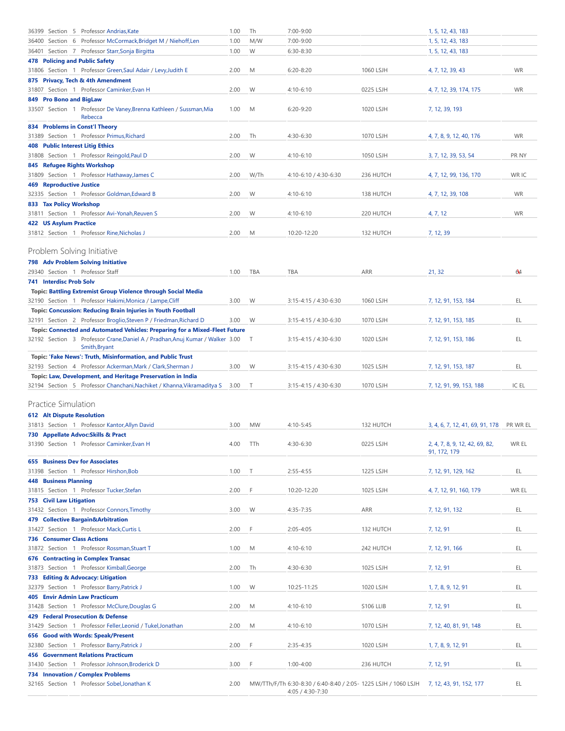| | | | | | | | |
|---|---|---|---|---|---|---|---|
| 36399 Section 5 | Professor Andrias,Kate | 1.00 | Th | 7:00-9:00 | | 1, 5, 12, 43, 183 | |
| 36400 Section 6 | Professor McCormack,Bridget M / Niehoff,Len | 1.00 | M/W | 7:00-9:00 | | 1, 5, 12, 43, 183 | |
| 36401 Section 7 | Professor Starr,Sonja Birgitta | 1.00 | W | 6:30-8:30 | | 1, 5, 12, 43, 183 | |
| **478 Policing and Public Safety** | | | | | | | |
| 31806 Section 1 | Professor Green,Saul Adair / Levy,Judith E | 2.00 | M | 6:20-8:20 | 1060 LSJH | 4, 7, 12, 39, 43 | WR |
| **875 Privacy, Tech & 4th Amendment** | | | | | | | |
| 31807 Section 1 | Professor Caminker,Evan H | 2.00 | W | 4:10-6:10 | 0225 LSJH | 4, 7, 12, 39, 174, 175 | WR |
| **849 Pro Bono and BigLaw** | | | | | | | |
| 33507 Section 1 | Professor De Vaney,Brenna Kathleen / Sussman,Mia Rebecca | 1.00 | M | 6:20-9:20 | 1020 LSJH | 7, 12, 39, 193 | |
| **834 Problems in Const'l Theory** | | | | | | | |
| 31389 Section 1 | Professor Primus,Richard | 2.00 | Th | 4:30-6:30 | 1070 LSJH | 4, 7, 8, 9, 12, 40, 176 | WR |
| **408 Public Interest Litig Ethics** | | | | | | | |
| 31808 Section 1 | Professor Reingold,Paul D | 2.00 | W | 4:10-6:10 | 1050 LSJH | 3, 7, 12, 39, 53, 54 | PR NY |
| **845 Refugee Rights Workshop** | | | | | | | |
| 31809 Section 1 | Professor Hathaway,James C | 2.00 | W/Th | 4:10-6:10 / 4:30-6:30 | 236 HUTCH | 4, 7, 12, 99, 136, 170 | WR IC |
| **469 Reproductive Justice** | | | | | | | |
| 32335 Section 1 | Professor Goldman,Edward B | 2.00 | W | 4:10-6:10 | 138 HUTCH | 4, 7, 12, 39, 108 | WR |
| **833 Tax Policy Workshop** | | | | | | | |
| 31811 Section 1 | Professor Avi-Yonah,Reuven S | 2.00 | W | 4:10-6:10 | 220 HUTCH | 4, 7, 12 | WR |
| **422 US Asylum Practice** | | | | | | | |
| 31812 Section 1 | Professor Rine,Nicholas J | 2.00 | M | 10:20-12:20 | 132 HUTCH | 7, 12, 39 | |

## Problem Solving Initiative

| | | | | | | | |
|---|---|---|---|---|---|---|---|
| **798 Adv Problem Solving Initiative** | | | | | | | |
| 29340 Section 1 | Professor Staff | 1.00 | TBA | TBA | ARR | 21, 32 | 64 |
| **741 Interdisc Prob Solv** | | | | | | | |
| Topic: **Battling Extremist Group Violence through Social Media** | | | | | | | |
| 32190 Section 1 | Professor Hakimi,Monica / Lampe,Cliff | 3.00 | W | 3:15-4:15 / 4:30-6:30 | 1060 LSJH | 7, 12, 91, 153, 184 | EL |
| Topic: **Concussion: Reducing Brain Injuries in Youth Football** | | | | | | | |
| 32191 Section 2 | Professor Broglio,Steven P / Friedman,Richard D | 3.00 | W | 3:15-4:15 / 4:30-6:30 | 1070 LSJH | 7, 12, 91, 153, 185 | EL |
| Topic: **Connected and Automated Vehicles: Preparing for a Mixed-Fleet Future** | | | | | | | |
| 32192 Section 3 | Professor Crane,Daniel A / Pradhan,Anuj Kumar / Walker Smith,Bryant | 3.00 | T | 3:15-4:15 / 4:30-6:30 | 1020 LSJH | 7, 12, 91, 153, 186 | EL |
| Topic: **'Fake News': Truth, Misinformation, and Public Trust** | | | | | | | |
| 32193 Section 4 | Professor Ackerman,Mark / Clark,Sherman J | 3.00 | W | 3:15-4:15 / 4:30-6:30 | 1025 LSJH | 7, 12, 91, 153, 187 | EL |
| Topic: **Law, Development, and Heritage Preservation in India** | | | | | | | |
| 32194 Section 5 | Professor Chanchani,Nachiket / Khanna,Vikramaditya S | 3.00 | T | 3:15-4:15 / 4:30-6:30 | 1070 LSJH | 7, 12, 91, 99, 153, 188 | IC EL |

## Practice Simulation

| | | | | | | | |
|---|---|---|---|---|---|---|---|
| **612 Alt Dispute Resolution** | | | | | | | |
| 31813 Section 1 | Professor Kantor,Allyn David | 3.00 | MW | 4:10-5:45 | 132 HUTCH | 3, 4, 6, 7, 12, 41, 69, 91, 178 | PR WR EL |
| **730 Appellate Advoc:Skills & Pract** | | | | | | | |
| 31390 Section 1 | Professor Caminker,Evan H | 4.00 | TTh | 4:30-6:30 | 0225 LSJH | 2, 4, 7, 8, 9, 12, 42, 69, 82, 91, 172, 179 | WR EL |
| **655 Business Dev for Associates** | | | | | | | |
| 31398 Section 1 | Professor Hirshon,Bob | 1.00 | T | 2:55-4:55 | 1225 LSJH | 7, 12, 91, 129, 162 | EL |
| **448 Business Planning** | | | | | | | |
| 31815 Section 1 | Professor Tucker,Stefan | 2.00 | F | 10:20-12:20 | 1025 LSJH | 4, 7, 12, 91, 160, 179 | WR EL |
| **753 Civil Law Litigation** | | | | | | | |
| 31432 Section 1 | Professor Connors,Timothy | 3.00 | W | 4:35-7:35 | ARR | 7, 12, 91, 132 | EL |
| **479 Collective Bargain&Arbitration** | | | | | | | |
| 31427 Section 1 | Professor Mack,Curtis L | 2.00 | F | 2:05-4:05 | 132 HUTCH | 7, 12, 91 | EL |
| **736 Consumer Class Actions** | | | | | | | |
| 31872 Section 1 | Professor Rossman,Stuart T | 1.00 | M | 4:10-6:10 | 242 HUTCH | 7, 12, 91, 166 | EL |
| **676 Contracting in Complex Transac** | | | | | | | |
| 31873 Section 1 | Professor Kimball,George | 2.00 | Th | 4:30-6:30 | 1025 LSJH | 7, 12, 91 | EL |
| **733 Editing & Advocacy: Litigation** | | | | | | | |
| 32379 Section 1 | Professor Barry,Patrick J | 1.00 | W | 10:25-11:25 | 1020 LSJH | 1, 7, 8, 9, 12, 91 | EL |
| **405 Envir Admin Law Practicum** | | | | | | | |
| 31428 Section 1 | Professor McClure,Douglas G | 2.00 | M | 4:10-6:10 | S106 LLIB | 7, 12, 91 | EL |
| **429 Federal Prosecution & Defense** | | | | | | | |
| 31429 Section 1 | Professor Feller,Leonid / Tukel,Jonathan | 2.00 | M | 4:10-6:10 | 1070 LSJH | 7, 12, 40, 81, 91, 148 | EL |
| **656 Good with Words: Speak/Present** | | | | | | | |
| 32380 Section 1 | Professor Barry,Patrick J | 2.00 | F | 2:35-4:35 | 1020 LSJH | 1, 7, 8, 9, 12, 91 | EL |
| **456 Government Relations Practicum** | | | | | | | |
| 31430 Section 1 | Professor Johnson,Broderick D | 3.00 | F | 1:00-4:00 | 236 HUTCH | 7, 12, 91 | EL |
| **734 Innovation / Complex Problems** | | | | | | | |
| 32165 Section 1 | Professor Sobel,Jonathan K | 2.00 | MW/TTh/F/Th | 6:30-8:30 / 6:40-8:40 / 2:05-4:05 / 4:30-7:30 | 1225 LSJH / 1060 LSJH | 7, 12, 43, 91, 152, 177 | EL |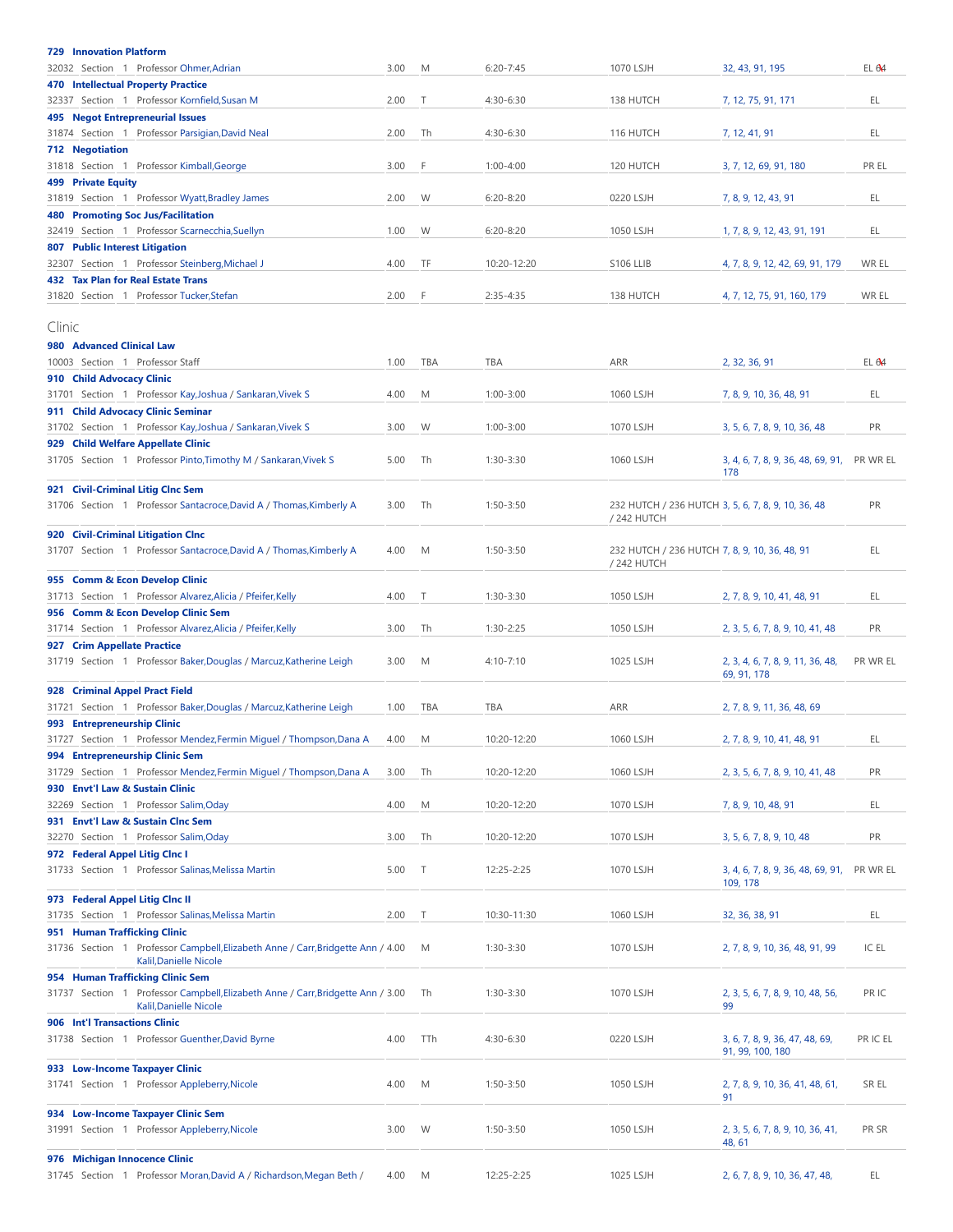| Course | Section | Professor | Credits | Days | Time | Location | Notes | Attributes |
|---|---|---|---|---|---|---|---|---|
| **729 Innovation Platform** | | | | | | | | |
| 32032 | Section 1 | Professor Ohmer,Adrian | 3.00 | M | 6:20-7:45 | 1070 LSJH | 32, 43, 91, 195 | EL 04 |
| **470 Intellectual Property Practice** | | | | | | | | |
| 32337 | Section 1 | Professor Kornfield,Susan M | 2.00 | T | 4:30-6:30 | 138 HUTCH | 7, 12, 75, 91, 171 | EL |
| **495 Negot Entrepreneurial Issues** | | | | | | | | |
| 31874 | Section 1 | Professor Parsigian,David Neal | 2.00 | Th | 4:30-6:30 | 116 HUTCH | 7, 12, 41, 91 | EL |
| **712 Negotiation** | | | | | | | | |
| 31818 | Section 1 | Professor Kimball,George | 3.00 | F | 1:00-4:00 | 120 HUTCH | 3, 7, 12, 69, 91, 180 | PR EL |
| **499 Private Equity** | | | | | | | | |
| 31819 | Section 1 | Professor Wyatt,Bradley James | 2.00 | W | 6:20-8:20 | 0220 LSJH | 7, 8, 9, 12, 43, 91 | EL |
| **480 Promoting Soc Jus/Facilitation** | | | | | | | | |
| 32419 | Section 1 | Professor Scarnecchia,Suellyn | 1.00 | W | 6:20-8:20 | 1050 LSJH | 1, 7, 8, 9, 12, 43, 91, 191 | EL |
| **807 Public Interest Litigation** | | | | | | | | |
| 32307 | Section 1 | Professor Steinberg,Michael J | 4.00 | TF | 10:20-12:20 | S106 LLIB | 4, 7, 8, 9, 12, 42, 69, 91, 179 | WR EL |
| **432 Tax Plan for Real Estate Trans** | | | | | | | | |
| 31820 | Section 1 | Professor Tucker,Stefan | 2.00 | F | 2:35-4:35 | 138 HUTCH | 4, 7, 12, 75, 91, 160, 179 | WR EL |

## Clinic

| Course | Section | Professor | Credits | Days | Time | Location | Notes | Attributes |
|---|---|---|---|---|---|---|---|---|
| **980 Advanced Clinical Law** | | | | | | | | |
| 10003 | Section 1 | Professor Staff | 1.00 | TBA | TBA | ARR | 2, 32, 36, 91 | EL 04 |
| **910 Child Advocacy Clinic** | | | | | | | | |
| 31701 | Section 1 | Professor Kay,Joshua / Sankaran,Vivek S | 4.00 | M | 1:00-3:00 | 1060 LSJH | 7, 8, 9, 10, 36, 48, 91 | EL |
| **911 Child Advocacy Clinic Seminar** | | | | | | | | |
| 31702 | Section 1 | Professor Kay,Joshua / Sankaran,Vivek S | 3.00 | W | 1:00-3:00 | 1070 LSJH | 3, 5, 6, 7, 8, 9, 10, 36, 48 | PR |
| **929 Child Welfare Appellate Clinic** | | | | | | | | |
| 31705 | Section 1 | Professor Pinto,Timothy M / Sankaran,Vivek S | 5.00 | Th | 1:30-3:30 | 1060 LSJH | 3, 4, 6, 7, 8, 9, 36, 48, 69, 91, 178 | PR WR EL |
| **921 Civil-Criminal Litig Clnc Sem** | | | | | | | | |
| 31706 | Section 1 | Professor Santacroce,David A / Thomas,Kimberly A | 3.00 | Th | 1:50-3:50 | 232 HUTCH / 236 HUTCH / 242 HUTCH | 3, 5, 6, 7, 8, 9, 10, 36, 48 | PR |
| **920 Civil-Criminal Litigation Clnc** | | | | | | | | |
| 31707 | Section 1 | Professor Santacroce,David A / Thomas,Kimberly A | 4.00 | M | 1:50-3:50 | 232 HUTCH / 236 HUTCH / 242 HUTCH | 7, 8, 9, 10, 36, 48, 91 | EL |
| **955 Comm & Econ Develop Clinic** | | | | | | | | |
| 31713 | Section 1 | Professor Alvarez,Alicia / Pfeifer,Kelly | 4.00 | T | 1:30-3:30 | 1050 LSJH | 2, 7, 8, 9, 10, 41, 48, 91 | EL |
| **956 Comm & Econ Develop Clinic Sem** | | | | | | | | |
| 31714 | Section 1 | Professor Alvarez,Alicia / Pfeifer,Kelly | 3.00 | Th | 1:30-2:25 | 1050 LSJH | 2, 3, 5, 6, 7, 8, 9, 10, 41, 48 | PR |
| **927 Crim Appellate Practice** | | | | | | | | |
| 31719 | Section 1 | Professor Baker,Douglas / Marcuz,Katherine Leigh | 3.00 | M | 4:10-7:10 | 1025 LSJH | 2, 3, 4, 6, 7, 8, 9, 11, 36, 48, 69, 91, 178 | PR WR EL |
| **928 Criminal Appel Pract Field** | | | | | | | | |
| 31721 | Section 1 | Professor Baker,Douglas / Marcuz,Katherine Leigh | 1.00 | TBA | TBA | ARR | 2, 7, 8, 9, 11, 36, 48, 69 | |
| **993 Entrepreneurship Clinic** | | | | | | | | |
| 31727 | Section 1 | Professor Mendez,Fermin Miguel / Thompson,Dana A | 4.00 | M | 10:20-12:20 | 1060 LSJH | 2, 7, 8, 9, 10, 41, 48, 91 | EL |
| **994 Entrepreneurship Clinic Sem** | | | | | | | | |
| 31729 | Section 1 | Professor Mendez,Fermin Miguel / Thompson,Dana A | 3.00 | Th | 10:20-12:20 | 1060 LSJH | 2, 3, 5, 6, 7, 8, 9, 10, 41, 48 | PR |
| **930 Envt'l Law & Sustain Clinic** | | | | | | | | |
| 32269 | Section 1 | Professor Salim,Oday | 4.00 | M | 10:20-12:20 | 1070 LSJH | 7, 8, 9, 10, 48, 91 | EL |
| **931 Envt'l Law & Sustain Clnc Sem** | | | | | | | | |
| 32270 | Section 1 | Professor Salim,Oday | 3.00 | Th | 10:20-12:20 | 1070 LSJH | 3, 5, 6, 7, 8, 9, 10, 48 | PR |
| **972 Federal Appel Litig Clnc I** | | | | | | | | |
| 31733 | Section 1 | Professor Salinas,Melissa Martin | 5.00 | T | 12:25-2:25 | 1070 LSJH | 3, 4, 6, 7, 8, 9, 36, 48, 69, 91, 109, 178 | PR WR EL |
| **973 Federal Appel Litig Clnc II** | | | | | | | | |
| 31735 | Section 1 | Professor Salinas,Melissa Martin | 2.00 | T | 10:30-11:30 | 1060 LSJH | 32, 36, 38, 91 | EL |
| **951 Human Trafficking Clinic** | | | | | | | | |
| 31736 | Section 1 | Professor Campbell,Elizabeth Anne / Carr,Bridgette Ann / Kalil,Danielle Nicole | 4.00 | M | 1:30-3:30 | 1070 LSJH | 2, 7, 8, 9, 10, 36, 48, 91, 99 | IC EL |
| **954 Human Trafficking Clinic Sem** | | | | | | | | |
| 31737 | Section 1 | Professor Campbell,Elizabeth Anne / Carr,Bridgette Ann / Kalil,Danielle Nicole | 3.00 | Th | 1:30-3:30 | 1070 LSJH | 2, 3, 5, 6, 7, 8, 9, 10, 48, 56, 99 | PR IC |
| **906 Int'l Transactions Clinic** | | | | | | | | |
| 31738 | Section 1 | Professor Guenther,David Byrne | 4.00 | TTh | 4:30-6:30 | 0220 LSJH | 3, 6, 7, 8, 9, 36, 47, 48, 69, 91, 99, 100, 180 | PR IC EL |
| **933 Low-Income Taxpayer Clinic** | | | | | | | | |
| 31741 | Section 1 | Professor Appleberry,Nicole | 4.00 | M | 1:50-3:50 | 1050 LSJH | 2, 7, 8, 9, 10, 36, 41, 48, 61, 91 | SR EL |
| **934 Low-Income Taxpayer Clinic Sem** | | | | | | | | |
| 31991 | Section 1 | Professor Appleberry,Nicole | 3.00 | W | 1:50-3:50 | 1050 LSJH | 2, 3, 5, 6, 7, 8, 9, 10, 36, 41, 48, 61 | PR SR |
| **976 Michigan Innocence Clinic** | | | | | | | | |
| 31745 | Section 1 | Professor Moran,David A / Richardson,Megan Beth / | 4.00 | M | 12:25-2:25 | 1025 LSJH | 2, 6, 7, 8, 9, 10, 36, 47, 48, | EL |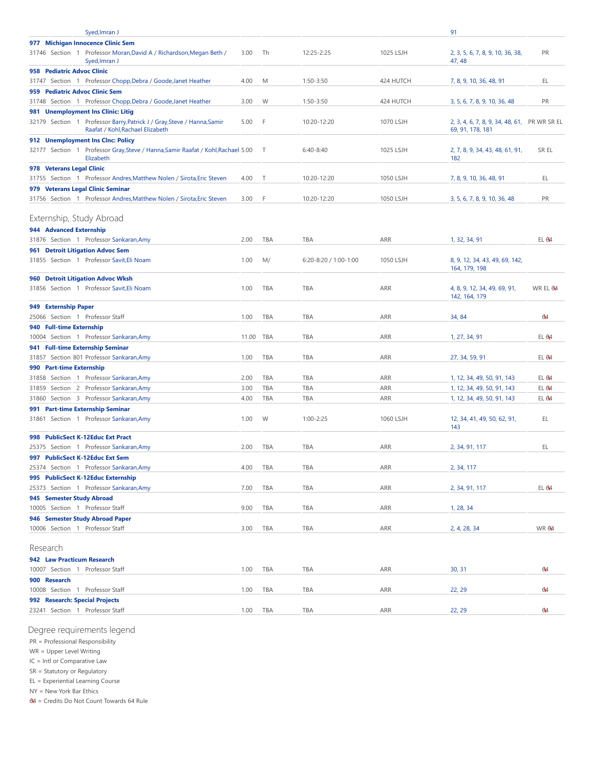| | | | | | | |
|---|---|---|---|---|---|---|
| Syed,Imran J | | | | | 91 | |
| **977 Michigan Innocence Clinic Sem** | | | | | | |
| 31746 Section 1 Professor Moran,David A / Richardson,Megan Beth / Syed,Imran J | 3.00 | Th | 12:25-2:25 | 1025 LSJH | 2, 3, 5, 6, 7, 8, 9, 10, 36, 38, 47, 48 | PR |
| **958 Pediatric Advoc Clinic** | | | | | | |
| 31747 Section 1 Professor Chopp,Debra / Goode,Janet Heather | 4.00 | M | 1:50-3:50 | 424 HUTCH | 7, 8, 9, 10, 36, 48, 91 | EL |
| **959 Pediatric Advoc Clinic Sem** | | | | | | |
| 31748 Section 1 Professor Chopp,Debra / Goode,Janet Heather | 3.00 | W | 1:50-3:50 | 424 HUTCH | 3, 5, 6, 7, 8, 9, 10, 36, 48 | PR |
| **981 Unemployment Ins Clinic: Litig** | | | | | | |
| 32179 Section 1 Professor Barry,Patrick J / Gray,Steve / Hanna,Samir Raafat / Kohl,Rachael Elizabeth | 5.00 | F | 10:20-12:20 | 1070 LSJH | 2, 3, 4, 6, 7, 8, 9, 34, 48, 61, 69, 91, 178, 181 | PR WR SR EL |
| **912 Unemployment Ins Clnc: Policy** | | | | | | |
| 32177 Section 1 Professor Gray,Steve / Hanna,Samir Raafat / Kohl,Rachael Elizabeth | 5.00 | T | 6:40-8:40 | 1025 LSJH | 2, 7, 8, 9, 34, 43, 48, 61, 91, 182 | SR EL |
| **978 Veterans Legal Clinic** | | | | | | |
| 31755 Section 1 Professor Andres,Matthew Nolen / Sirota,Eric Steven | 4.00 | T | 10:20-12:20 | 1050 LSJH | 7, 8, 9, 10, 36, 48, 91 | EL |
| **979 Veterans Legal Clinic Seminar** | | | | | | |
| 31756 Section 1 Professor Andres,Matthew Nolen / Sirota,Eric Steven | 3.00 | F | 10:20-12:20 | 1050 LSJH | 3, 5, 6, 7, 8, 9, 10, 36, 48 | PR |

## Externship, Study Abroad

| | | | | | | |
|---|---|---|---|---|---|---|
| **944 Advanced Externship** | | | | | | |
| 31876 Section 1 Professor Sankaran,Amy | 2.00 | TBA | TBA | ARR | 1, 32, 34, 91 | EL 64 |
| **961 Detroit Litigation Advoc Sem** | | | | | | |
| 31855 Section 1 Professor Savit,Eli Noam | 1.00 | M/ | 6:20-8:20 / 1:00-1:00 | 1050 LSJH | 8, 9, 12, 34, 43, 49, 69, 142, 164, 179, 198 | |
| **960 Detroit Litigation Advoc Wksh** | | | | | | |
| 31856 Section 1 Professor Savit,Eli Noam | 1.00 | TBA | TBA | ARR | 4, 8, 9, 12, 34, 49, 69, 91, 142, 164, 179 | WR EL 64 |
| **949 Externship Paper** | | | | | | |
| 25066 Section 1 Professor Staff | 1.00 | TBA | TBA | ARR | 34, 84 | 64 |
| **940 Full-time Externship** | | | | | | |
| 10004 Section 1 Professor Sankaran,Amy | 11.00 | TBA | TBA | ARR | 1, 27, 34, 91 | EL 64 |
| **941 Full-time Externship Seminar** | | | | | | |
| 31857 Section 801 Professor Sankaran,Amy | 1.00 | TBA | TBA | ARR | 27, 34, 59, 91 | EL 64 |
| **990 Part-time Externship** | | | | | | |
| 31858 Section 1 Professor Sankaran,Amy | 2.00 | TBA | TBA | ARR | 1, 12, 34, 49, 50, 91, 143 | EL 64 |
| 31859 Section 2 Professor Sankaran,Amy | 3.00 | TBA | TBA | ARR | 1, 12, 34, 49, 50, 91, 143 | EL 64 |
| 31860 Section 3 Professor Sankaran,Amy | 4.00 | TBA | TBA | ARR | 1, 12, 34, 49, 50, 91, 143 | EL 64 |
| **991 Part-time Externship Seminar** | | | | | | |
| 31861 Section 1 Professor Sankaran,Amy | 1.00 | W | 1:00-2:25 | 1060 LSJH | 12, 34, 41, 49, 50, 62, 91, 143 | EL |
| **998 PublicSect K-12Educ Ext Pract** | | | | | | |
| 25375 Section 1 Professor Sankaran,Amy | 2.00 | TBA | TBA | ARR | 2, 34, 91, 117 | EL |
| **997 PublicSect K-12Educ Ext Sem** | | | | | | |
| 25374 Section 1 Professor Sankaran,Amy | 4.00 | TBA | TBA | ARR | 2, 34, 117 | |
| **995 PublicSect K-12Educ Externship** | | | | | | |
| 25373 Section 1 Professor Sankaran,Amy | 7.00 | TBA | TBA | ARR | 2, 34, 91, 117 | EL 64 |
| **945 Semester Study Abroad** | | | | | | |
| 10005 Section 1 Professor Staff | 9.00 | TBA | TBA | ARR | 1, 28, 34 | |
| **946 Semester Study Abroad Paper** | | | | | | |
| 10006 Section 1 Professor Staff | 3.00 | TBA | TBA | ARR | 2, 4, 28, 34 | WR 64 |

## Research

| | | | | | | |
|---|---|---|---|---|---|---|
| **942 Law Practicum Research** | | | | | | |
| 10007 Section 1 Professor Staff | 1.00 | TBA | TBA | ARR | 30, 31 | 64 |
| **900 Research** | | | | | | |
| 10008 Section 1 Professor Staff | 1.00 | TBA | TBA | ARR | 22, 29 | 64 |
| **992 Research: Special Projects** | | | | | | |
| 23241 Section 1 Professor Staff | 1.00 | TBA | TBA | ARR | 22, 29 | 64 |

## Degree requirements legend

PR = Professional Responsibility
WR = Upper Level Writing
IC = Intl or Comparative Law
SR = Statutory or Regulatory
EL = Experiential Learning Course
NY = New York Bar Ethics
64 = Credits Do Not Count Towards 64 Rule